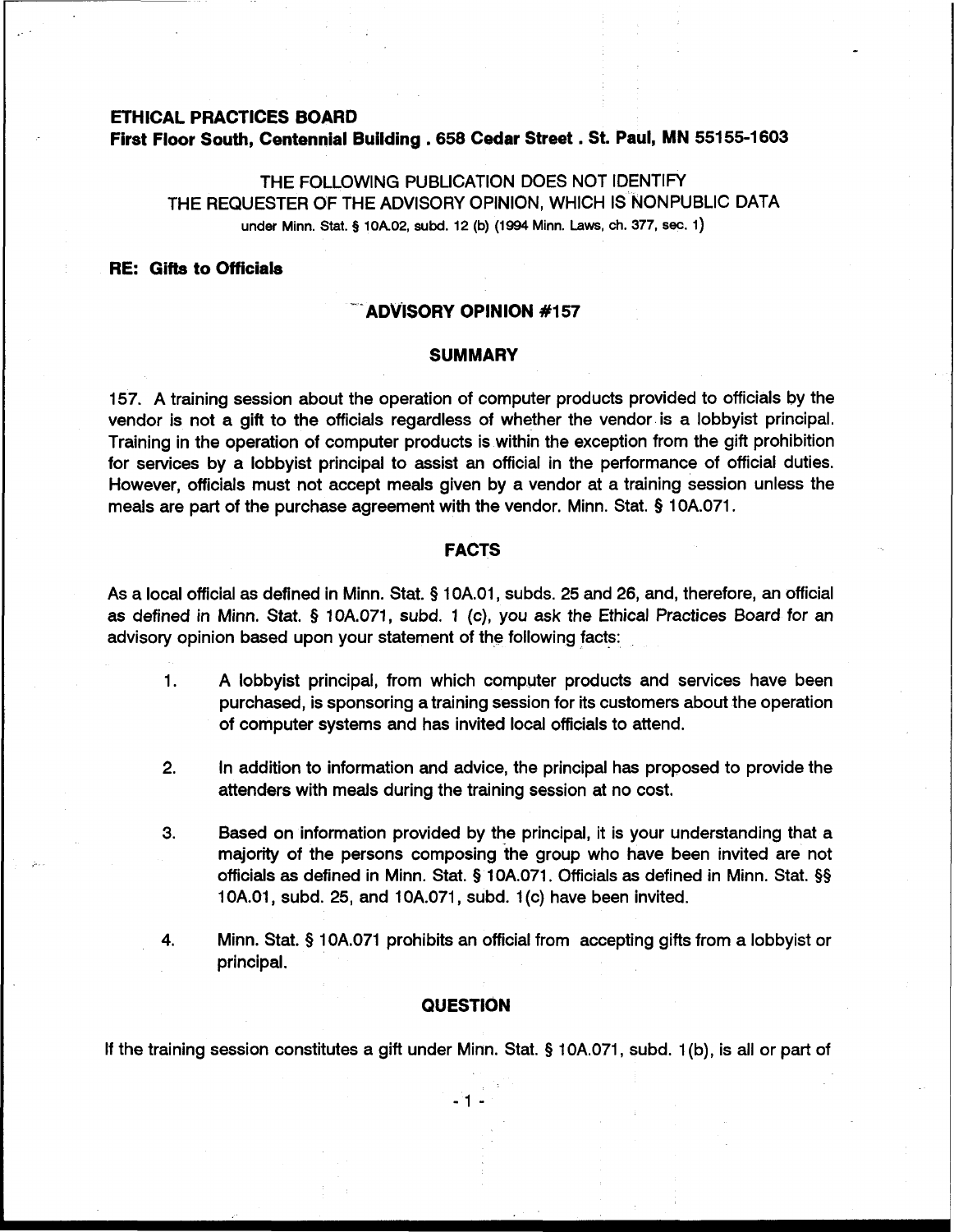**ETHICAL PRACTICES BOARD**
**First Floor South, Centennial Building . 658 Cedar Street . St. Paul, MN 55155-1603**

THE FOLLOWING PUBLICATION DOES NOT IDENTIFY
THE REQUESTER OF THE ADVISORY OPINION, WHICH IS NONPUBLIC DATA
under Minn. Stat. § 10A.02, subd. 12 (b) (1994 Minn. Laws, ch. 377, sec. 1)

**RE: Gifts to Officials**

## ADVISORY OPINION #157

### SUMMARY

157. A training session about the operation of computer products provided to officials by the vendor is not a gift to the officials regardless of whether the vendor is a lobbyist principal. Training in the operation of computer products is within the exception from the gift prohibition for services by a lobbyist principal to assist an official in the performance of official duties. However, officials must not accept meals given by a vendor at a training session unless the meals are part of the purchase agreement with the vendor. Minn. Stat. § 10A.071.

### FACTS

As a local official as defined in Minn. Stat. § 10A.01, subds. 25 and 26, and, therefore, an official as defined in Minn. Stat. § 10A.071, subd. 1 (c), you ask the Ethical Practices Board for an advisory opinion based upon your statement of the following facts:

1. A lobbyist principal, from which computer products and services have been purchased, is sponsoring a training session for its customers about the operation of computer systems and has invited local officials to attend.

2. In addition to information and advice, the principal has proposed to provide the attenders with meals during the training session at no cost.

3. Based on information provided by the principal, it is your understanding that a majority of the persons composing the group who have been invited are not officials as defined in Minn. Stat. § 10A.071. Officials as defined in Minn. Stat. §§ 10A.01, subd. 25, and 10A.071, subd. 1(c) have been invited.

4. Minn. Stat. § 10A.071 prohibits an official from accepting gifts from a lobbyist or principal.

### QUESTION

If the training session constitutes a gift under Minn. Stat. § 10A.071, subd. 1(b), is all or part of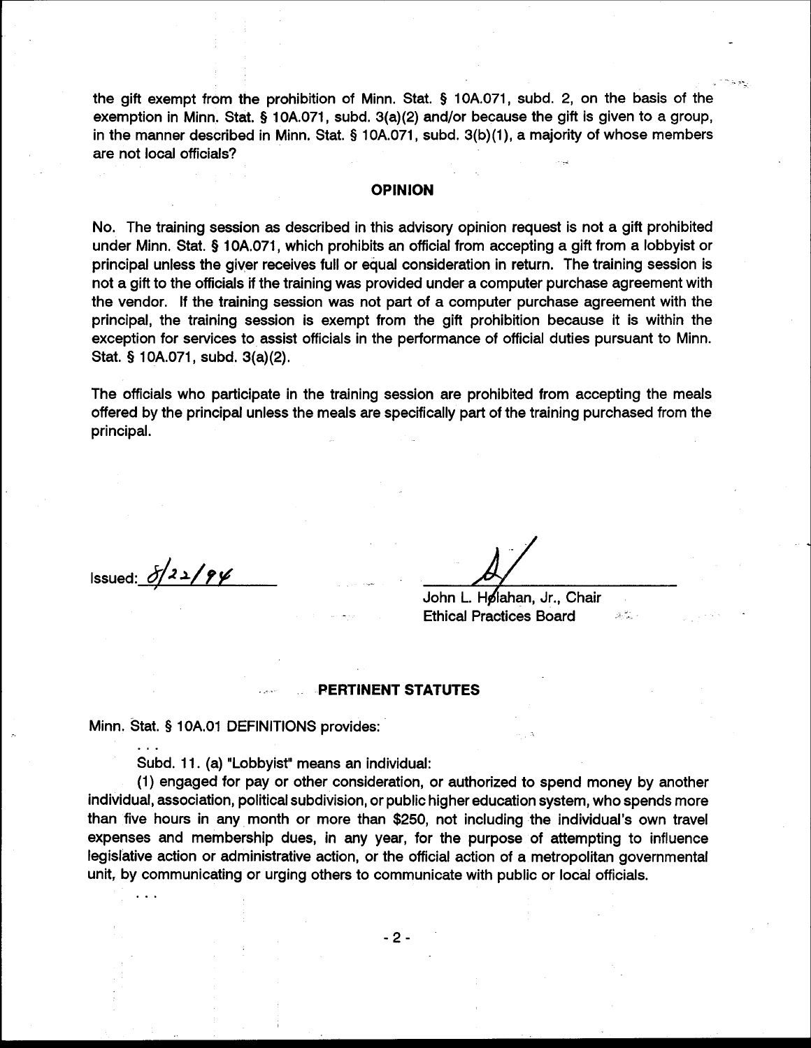the gift exempt from the prohibition of Minn. Stat. § 10A.071, subd. 2, on the basis of the exemption in Minn. Stat. § 10A.071, subd. 3(a)(2) and/or because the gift is given to a group, in the manner described in Minn. Stat. § 10A.071, subd. 3(b)(1), a majority of whose members are not local officials?

## OPINION

No. The training session as described in this advisory opinion request is not a gift prohibited under Minn. Stat. § 10A.071, which prohibits an official from accepting a gift from a lobbyist or principal unless the giver receives full or equal consideration in return. The training session is not a gift to the officials if the training was provided under a computer purchase agreement with the vendor. If the training session was not part of a computer purchase agreement with the principal, the training session is exempt from the gift prohibition because it is within the exception for services to assist officials in the performance of official duties pursuant to Minn. Stat. § 10A.071, subd. 3(a)(2).

The officials who participate in the training session are prohibited from accepting the meals offered by the principal unless the meals are specifically part of the training purchased from the principal.

Issued: 8/22/94

John L. Holahan, Jr., Chair
Ethical Practices Board

## PERTINENT STATUTES

Minn. Stat. § 10A.01 DEFINITIONS provides:

. . .

Subd. 11. (a) "Lobbyist" means an individual:

(1) engaged for pay or other consideration, or authorized to spend money by another individual, association, political subdivision, or public higher education system, who spends more than five hours in any month or more than $250, not including the individual's own travel expenses and membership dues, in any year, for the purpose of attempting to influence legislative action or administrative action, or the official action of a metropolitan governmental unit, by communicating or urging others to communicate with public or local officials.

. . .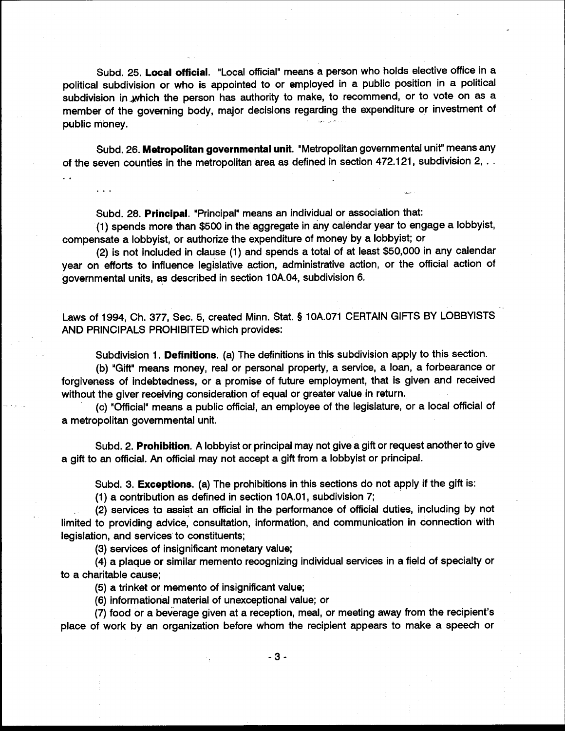Subd. 25. **Local official**. "Local official" means a person who holds elective office in a political subdivision or who is appointed to or employed in a public position in a political subdivision in which the person has authority to make, to recommend, or to vote on as a member of the governing body, major decisions regarding the expenditure or investment of public money.

Subd. 26. **Metropolitan governmental unit**. "Metropolitan governmental unit" means any of the seven counties in the metropolitan area as defined in section 472.121, subdivision 2, . . . .

. . .

Subd. 28. **Principal**. "Principal" means an individual or association that:

(1) spends more than $500 in the aggregate in any calendar year to engage a lobbyist, compensate a lobbyist, or authorize the expenditure of money by a lobbyist; or

(2) is not included in clause (1) and spends a total of at least $50,000 in any calendar year on efforts to influence legislative action, administrative action, or the official action of governmental units, as described in section 10A.04, subdivision 6.

Laws of 1994, Ch. 377, Sec. 5, created Minn. Stat. § 10A.071 CERTAIN GIFTS BY LOBBYISTS AND PRINCIPALS PROHIBITED which provides:

Subdivision 1. **Definitions**. (a) The definitions in this subdivision apply to this section.

(b) "Gift" means money, real or personal property, a service, a loan, a forbearance or forgiveness of indebtedness, or a promise of future employment, that is given and received without the giver receiving consideration of equal or greater value in return.

(c) "Official" means a public official, an employee of the legislature, or a local official of a metropolitan governmental unit.

Subd. 2. **Prohibition**. A lobbyist or principal may not give a gift or request another to give a gift to an official. An official may not accept a gift from a lobbyist or principal.

Subd. 3. **Exceptions**. (a) The prohibitions in this sections do not apply if the gift is:

(1) a contribution as defined in section 10A.01, subdivision 7;

(2) services to assist an official in the performance of official duties, including by not limited to providing advice, consultation, information, and communication in connection with legislation, and services to constituents;

(3) services of insignificant monetary value;

(4) a plaque or similar memento recognizing individual services in a field of specialty or to a charitable cause;

(5) a trinket or memento of insignificant value;

(6) informational material of unexceptional value; or

(7) food or a beverage given at a reception, meal, or meeting away from the recipient's place of work by an organization before whom the recipient appears to make a speech or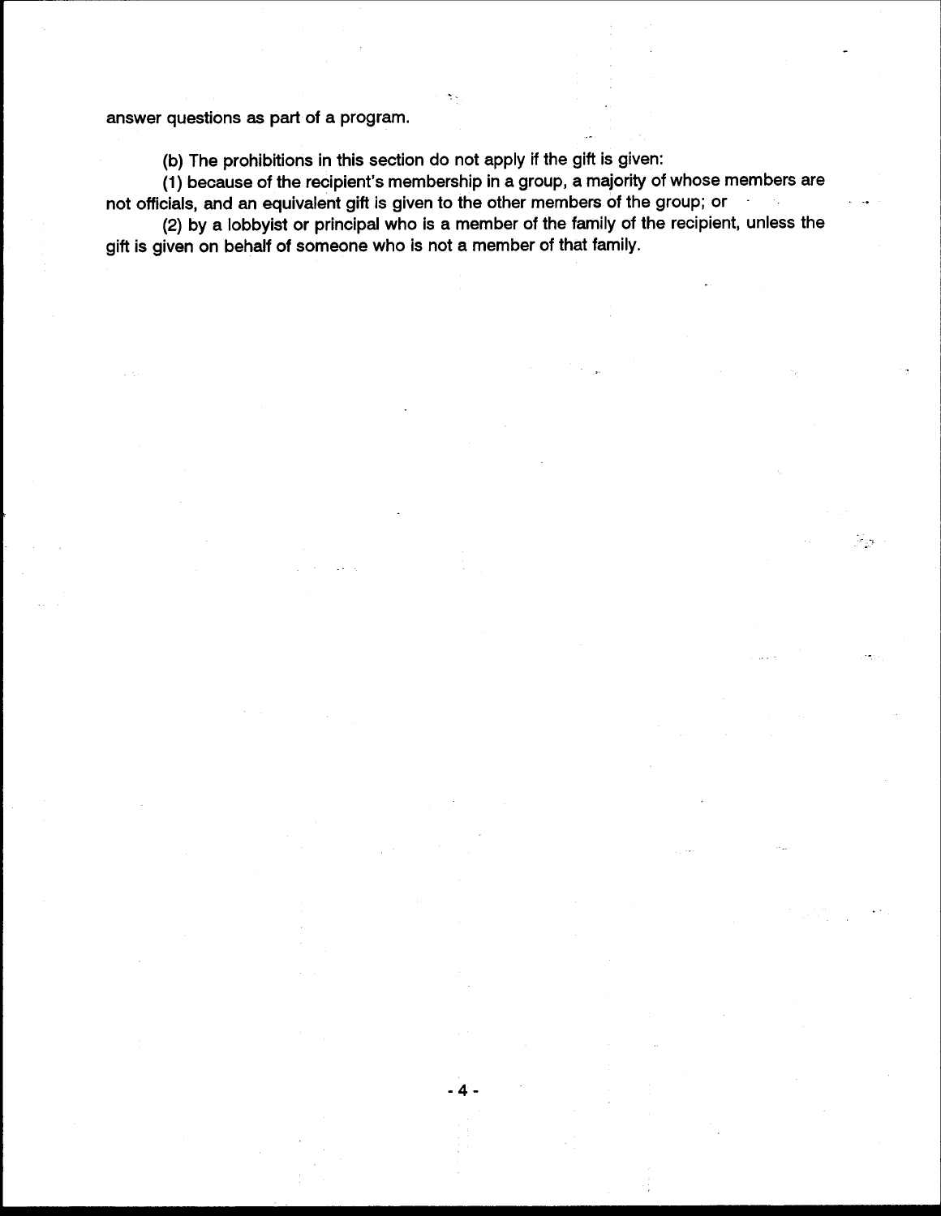answer questions as part of a program.

(b) The prohibitions in this section do not apply if the gift is given:

(1) because of the recipient's membership in a group, a majority of whose members are not officials, and an equivalent gift is given to the other members of the group; or

(2) by a lobbyist or principal who is a member of the family of the recipient, unless the gift is given on behalf of someone who is not a member of that family.